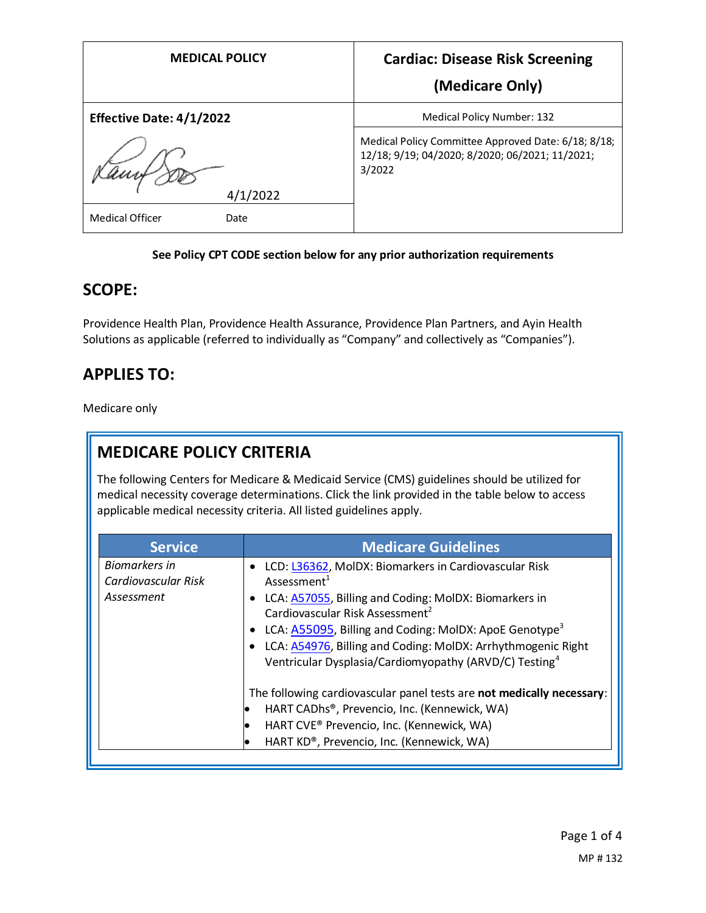| MEDICAL POLICY | Cardiac: Disease Risk Screening (Medicare Only) |
|---|---|
| **Effective Date: 4/1/2022** | Medical Policy Number: 132 |
| 4/1/2022 | Medical Policy Committee Approved Date: 6/18; 8/18; 12/18; 9/19; 04/2020; 8/2020; 06/2021; 11/2021; 3/2022 |
| Medical Officer    Date | |

**See Policy CPT CODE section below for any prior authorization requirements**

## SCOPE:

Providence Health Plan, Providence Health Assurance, Providence Plan Partners, and Ayin Health Solutions as applicable (referred to individually as "Company" and collectively as "Companies").

## APPLIES TO:

Medicare only

## MEDICARE POLICY CRITERIA

The following Centers for Medicare & Medicaid Service (CMS) guidelines should be utilized for medical necessity coverage determinations. Click the link provided in the table below to access applicable medical necessity criteria. All listed guidelines apply.

| Service | Medicare Guidelines |
|---|---|
| *Biomarkers in Cardiovascular Risk Assessment* | • LCD: L36362, MolDX: Biomarkers in Cardiovascular Risk Assessment[1]<br>• LCA: A57055, Billing and Coding: MolDX: Biomarkers in Cardiovascular Risk Assessment[2]<br>• LCA: A55095, Billing and Coding: MolDX: ApoE Genotype[3]<br>• LCA: A54976, Billing and Coding: MolDX: Arrhythmogenic Right Ventricular Dysplasia/Cardiomyopathy (ARVD/C) Testing[4]<br><br>The following cardiovascular panel tests are **not medically necessary**:<br>• HART CADhs®, Prevencio, Inc. (Kennewick, WA)<br>• HART CVE® Prevencio, Inc. (Kennewick, WA)<br>• HART KD®, Prevencio, Inc. (Kennewick, WA) |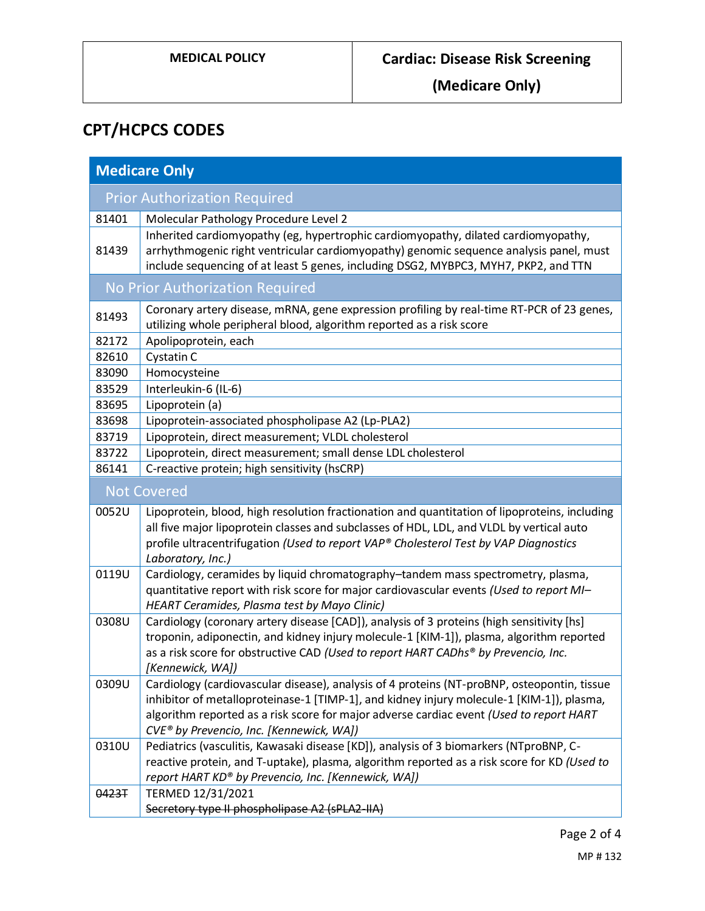## CPT/HCPCS CODES

| Medicare Only | |
|---|---|
| **Prior Authorization Required** | |
| 81401 | Molecular Pathology Procedure Level 2 |
| 81439 | Inherited cardiomyopathy (eg, hypertrophic cardiomyopathy, dilated cardiomyopathy, arrhythmogenic right ventricular cardiomyopathy) genomic sequence analysis panel, must include sequencing of at least 5 genes, including DSG2, MYBPC3, MYH7, PKP2, and TTN |
| **No Prior Authorization Required** | |
| 81493 | Coronary artery disease, mRNA, gene expression profiling by real-time RT-PCR of 23 genes, utilizing whole peripheral blood, algorithm reported as a risk score |
| 82172 | Apolipoprotein, each |
| 82610 | Cystatin C |
| 83090 | Homocysteine |
| 83529 | Interleukin-6 (IL-6) |
| 83695 | Lipoprotein (a) |
| 83698 | Lipoprotein-associated phospholipase A2 (Lp-PLA2) |
| 83719 | Lipoprotein, direct measurement; VLDL cholesterol |
| 83722 | Lipoprotein, direct measurement; small dense LDL cholesterol |
| 86141 | C-reactive protein; high sensitivity (hsCRP) |
| **Not Covered** | |
| 0052U | Lipoprotein, blood, high resolution fractionation and quantitation of lipoproteins, including all five major lipoprotein classes and subclasses of HDL, LDL, and VLDL by vertical auto profile ultracentrifugation *(Used to report VAP® Cholesterol Test by VAP Diagnostics Laboratory, Inc.)* |
| 0119U | Cardiology, ceramides by liquid chromatography–tandem mass spectrometry, plasma, quantitative report with risk score for major cardiovascular events *(Used to report MI-HEART Ceramides, Plasma test by Mayo Clinic)* |
| 0308U | Cardiology (coronary artery disease [CAD]), analysis of 3 proteins (high sensitivity [hs] troponin, adiponectin, and kidney injury molecule-1 [KIM-1]), plasma, algorithm reported as a risk score for obstructive CAD *(Used to report HART CADhs® by Prevencio, Inc. [Kennewick, WA])* |
| 0309U | Cardiology (cardiovascular disease), analysis of 4 proteins (NT-proBNP, osteopontin, tissue inhibitor of metalloproteinase-1 [TIMP-1], and kidney injury molecule-1 [KIM-1]), plasma, algorithm reported as a risk score for major adverse cardiac event *(Used to report HART CVE® by Prevencio, Inc. [Kennewick, WA])* |
| 0310U | Pediatrics (vasculitis, Kawasaki disease [KD]), analysis of 3 biomarkers (NTproBNP, C-reactive protein, and T-uptake), plasma, algorithm reported as a risk score for KD *(Used to report HART KD® by Prevencio, Inc. [Kennewick, WA])* |
| ~~0423T~~ | TERMED 12/31/2021<br>~~Secretory type II phospholipase A2 (sPLA2-IIA)~~ |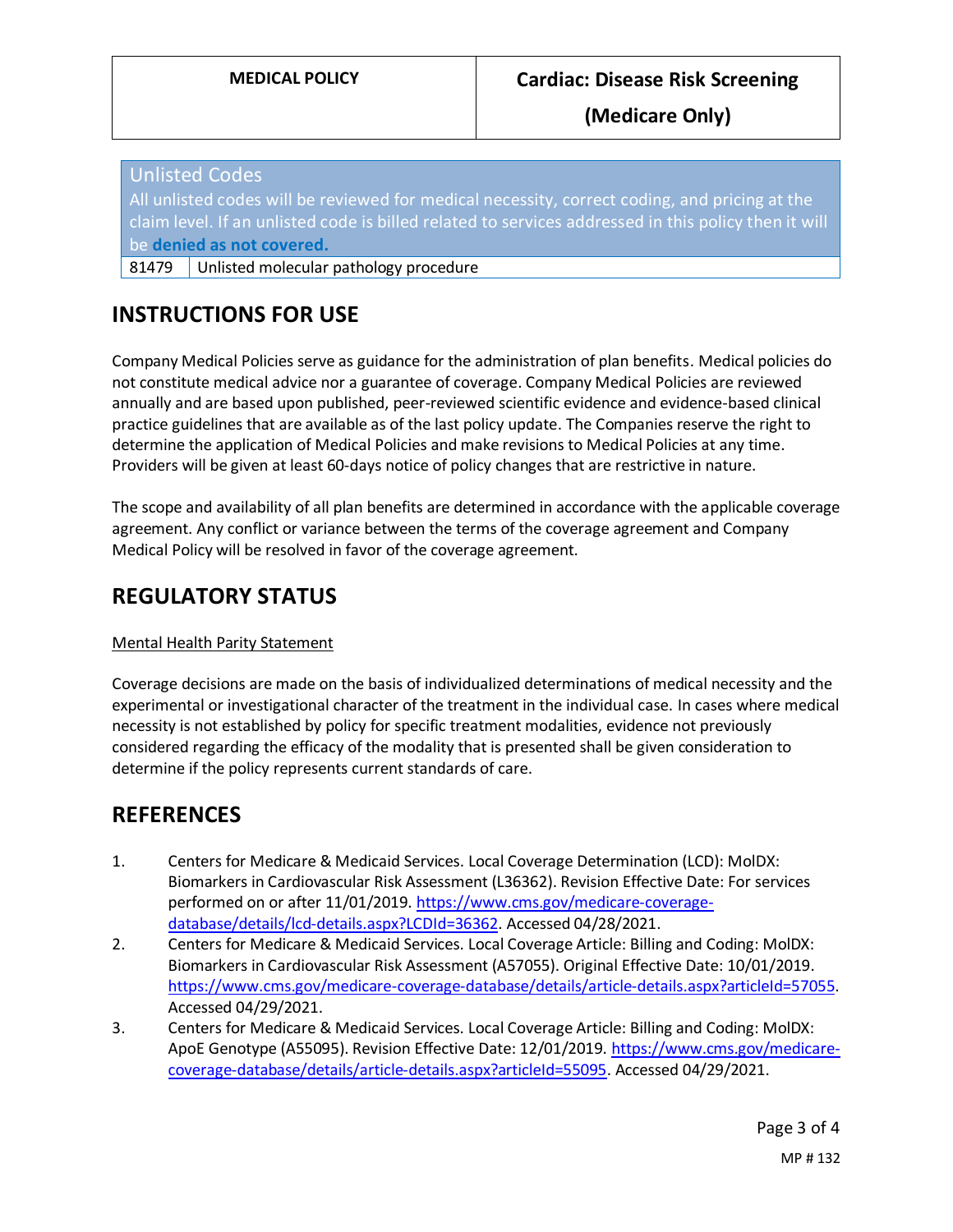| Unlisted Codes | |
|---|---|
| All unlisted codes will be reviewed for medical necessity, correct coding, and pricing at the claim level. If an unlisted code is billed related to services addressed in this policy then it will be **denied as not covered.** | |
| 81479 | Unlisted molecular pathology procedure |

# INSTRUCTIONS FOR USE

Company Medical Policies serve as guidance for the administration of plan benefits. Medical policies do not constitute medical advice nor a guarantee of coverage. Company Medical Policies are reviewed annually and are based upon published, peer-reviewed scientific evidence and evidence-based clinical practice guidelines that are available as of the last policy update. The Companies reserve the right to determine the application of Medical Policies and make revisions to Medical Policies at any time. Providers will be given at least 60-days notice of policy changes that are restrictive in nature.

The scope and availability of all plan benefits are determined in accordance with the applicable coverage agreement. Any conflict or variance between the terms of the coverage agreement and Company Medical Policy will be resolved in favor of the coverage agreement.

# REGULATORY STATUS

Mental Health Parity Statement

Coverage decisions are made on the basis of individualized determinations of medical necessity and the experimental or investigational character of the treatment in the individual case. In cases where medical necessity is not established by policy for specific treatment modalities, evidence not previously considered regarding the efficacy of the modality that is presented shall be given consideration to determine if the policy represents current standards of care.

# REFERENCES

1. Centers for Medicare & Medicaid Services. Local Coverage Determination (LCD): MolDX: Biomarkers in Cardiovascular Risk Assessment (L36362). Revision Effective Date: For services performed on or after 11/01/2019. https://www.cms.gov/medicare-coverage-database/details/lcd-details.aspx?LCDId=36362. Accessed 04/28/2021.
2. Centers for Medicare & Medicaid Services. Local Coverage Article: Billing and Coding: MolDX: Biomarkers in Cardiovascular Risk Assessment (A57055). Original Effective Date: 10/01/2019. https://www.cms.gov/medicare-coverage-database/details/article-details.aspx?articleId=57055. Accessed 04/29/2021.
3. Centers for Medicare & Medicaid Services. Local Coverage Article: Billing and Coding: MolDX: ApoE Genotype (A55095). Revision Effective Date: 12/01/2019. https://www.cms.gov/medicare-coverage-database/details/article-details.aspx?articleId=55095. Accessed 04/29/2021.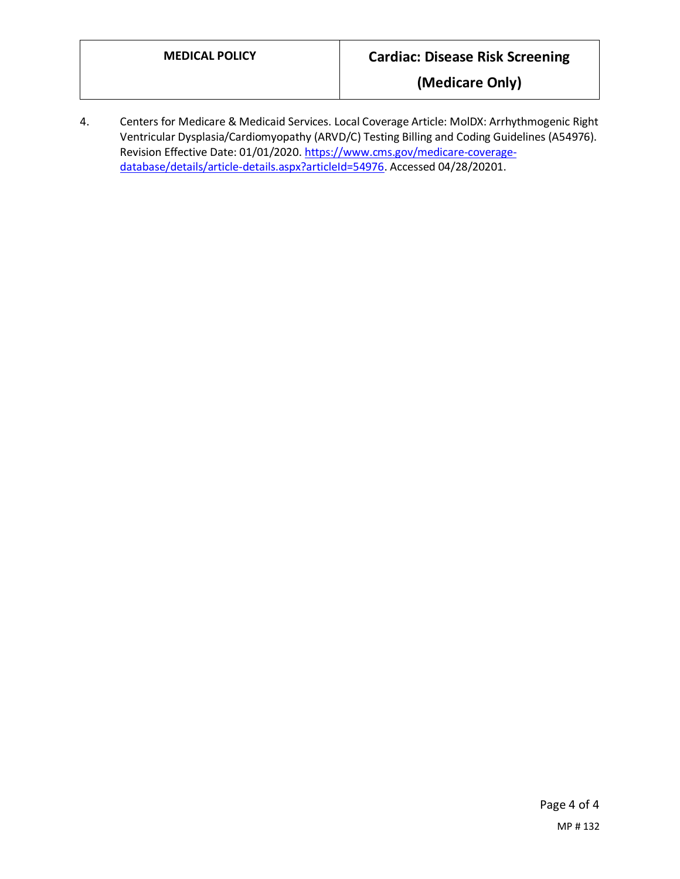4. Centers for Medicare & Medicaid Services. Local Coverage Article: MolDX: Arrhythmogenic Right Ventricular Dysplasia/Cardiomyopathy (ARVD/C) Testing Billing and Coding Guidelines (A54976). Revision Effective Date: 01/01/2020. [https://www.cms.gov/medicare-coverage-database/details/article-details.aspx?articleId=54976](https://www.cms.gov/medicare-coverage-database/details/article-details.aspx?articleId=54976). Accessed 04/28/20201.